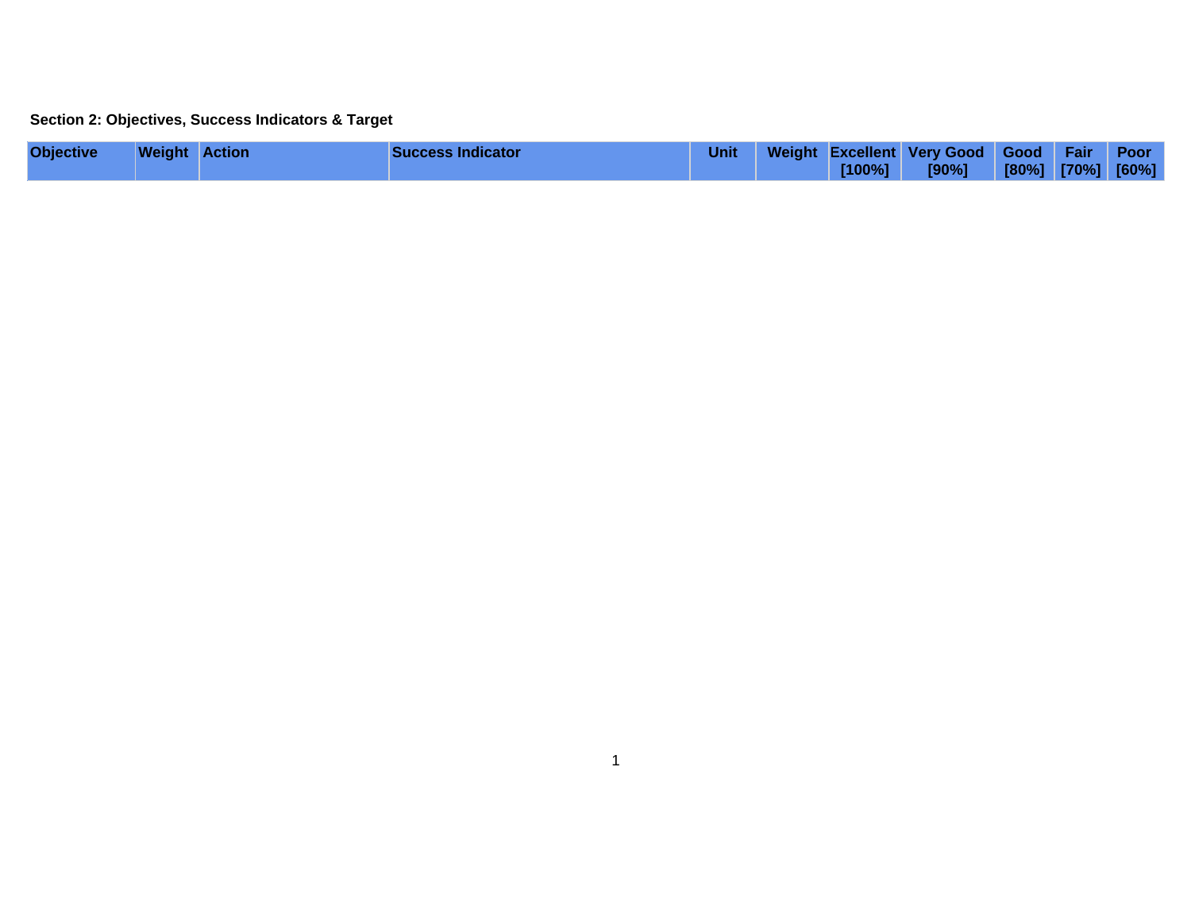**Section 2: Objectives, Success Indicators & Target**

| Objective | Weight | Action | Success Indicator | Unit | Weight | Excellent [100%] | Very Good [90%] | Good [80%] | Fair [70%] | Poor [60%] |
|---|---|---|---|---|---|---|---|---|---|---|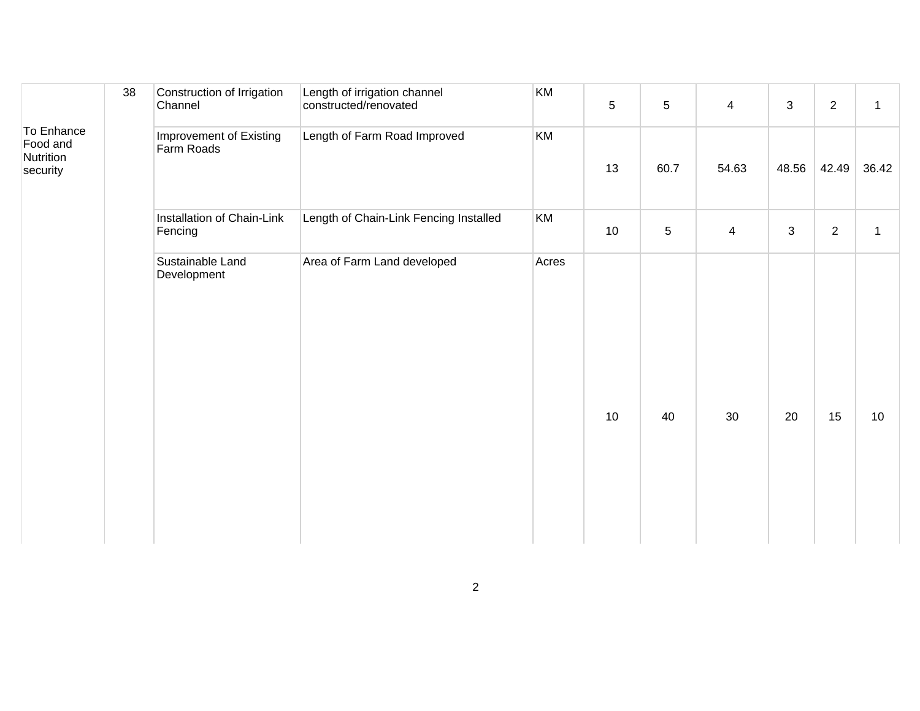| | | | | | | | | | | |
|---|---|---|---|---|---|---|---|---|---|---|
| To Enhance Food and Nutrition security | 38 | Construction of Irrigation Channel | Length of irrigation channel constructed/renovated | KM | 5 | 5 | 4 | 3 | 2 | 1 |
| | | Improvement of Existing Farm Roads | Length of Farm Road Improved | KM | 13 | 60.7 | 54.63 | 48.56 | 42.49 | 36.42 |
| | | Installation of Chain-Link Fencing | Length of Chain-Link Fencing Installed | KM | 10 | 5 | 4 | 3 | 2 | 1 |
| | | Sustainable Land Development | Area of Farm Land developed | Acres | 10 | 40 | 30 | 20 | 15 | 10 |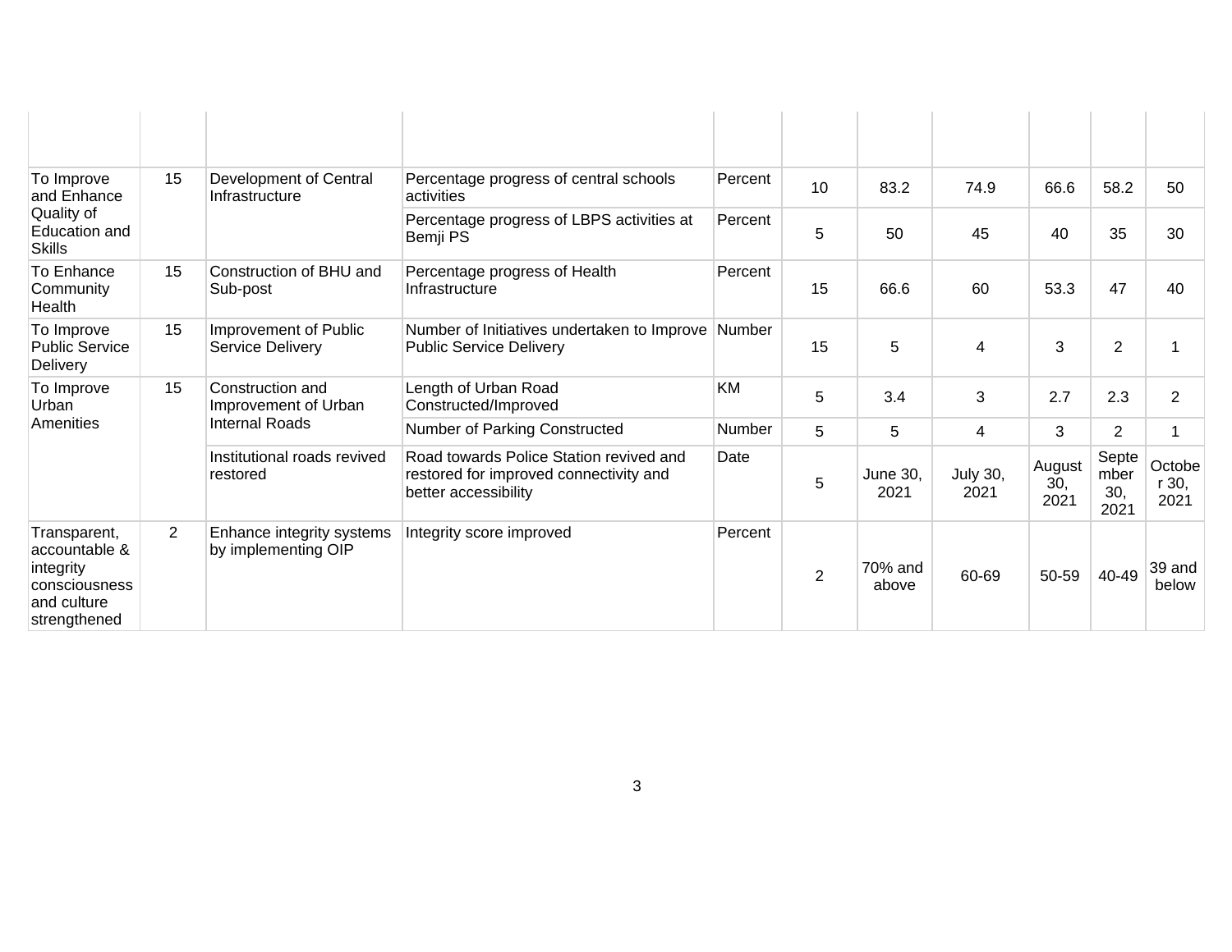| | | | | | | | | | | |
|---|---|---|---|---|---|---|---|---|---|---|
| To Improve and Enhance Quality of Education and Skills | 15 | Development of Central Infrastructure | Percentage progress of central schools activities | Percent | 10 | 83.2 | 74.9 | 66.6 | 58.2 | 50 |
| | | | Percentage progress of LBPS activities at Bemji PS | Percent | 5 | 50 | 45 | 40 | 35 | 30 |
| To Enhance Community Health | 15 | Construction of BHU and Sub-post | Percentage progress of Health Infrastructure | Percent | 15 | 66.6 | 60 | 53.3 | 47 | 40 |
| To Improve Public Service Delivery | 15 | Improvement of Public Service Delivery | Number of Initiatives undertaken to Improve Public Service Delivery | Number | 15 | 5 | 4 | 3 | 2 | 1 |
| To Improve Urban Amenities | 15 | Construction and Improvement of Urban Internal Roads | Length of Urban Road Constructed/Improved | KM | 5 | 3.4 | 3 | 2.7 | 2.3 | 2 |
| | | | Number of Parking Constructed | Number | 5 | 5 | 4 | 3 | 2 | 1 |
| | | Institutional roads revived restored | Road towards Police Station revived and restored for improved connectivity and better accessibility | Date | 5 | June 30, 2021 | July 30, 2021 | August 30, 2021 | September 30, 2021 | October 30, 2021 |
| Transparent, accountable & integrity consciousness and culture strengthened | 2 | Enhance integrity systems by implementing OIP | Integrity score improved | Percent | 2 | 70% and above | 60-69 | 50-59 | 40-49 | 39 and below |